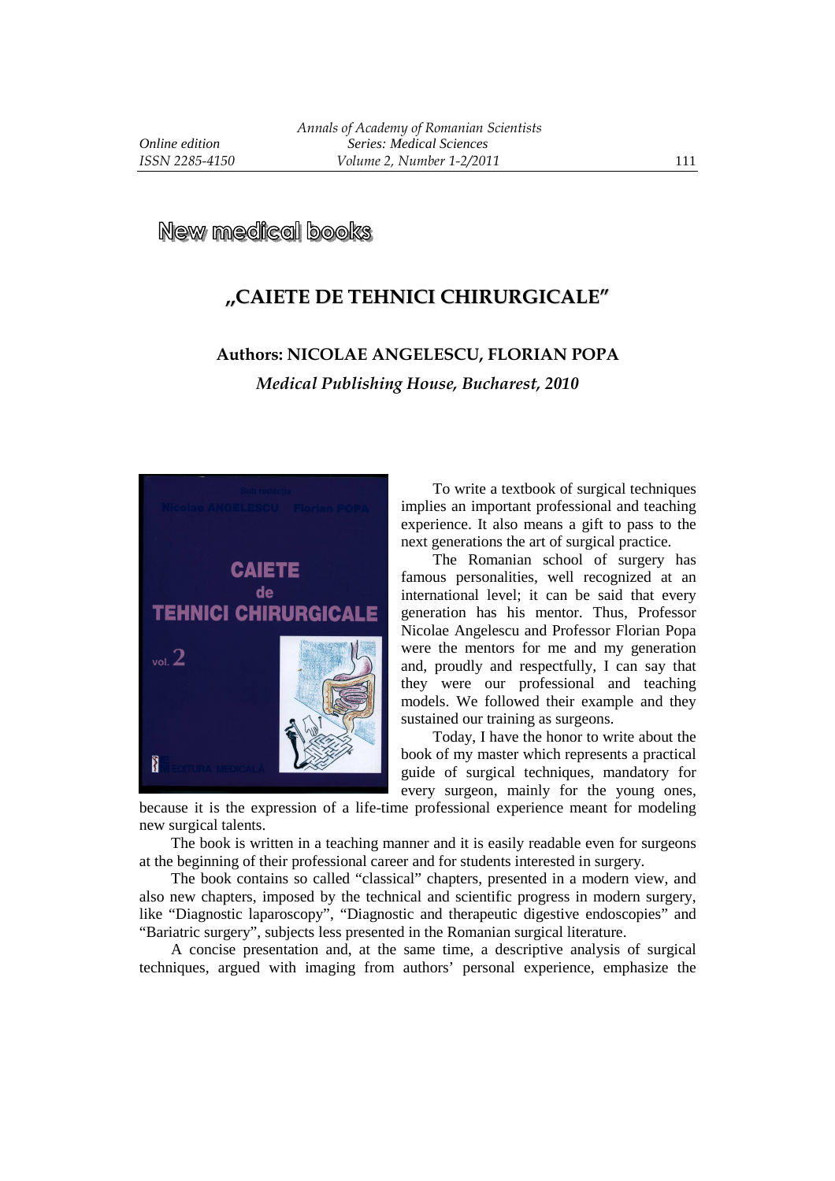## New medical books

# „CAIETE DE TEHNICI CHIRURGICALE”

**Authors: NICOLAE ANGELESCU, FLORIAN POPA**

***Medical Publishing House, Bucharest, 2010***

To write a textbook of surgical techniques implies an important professional and teaching experience. It also means a gift to pass to the next generations the art of surgical practice.

The Romanian school of surgery has famous personalities, well recognized at an international level; it can be said that every generation has his mentor. Thus, Professor Nicolae Angelescu and Professor Florian Popa were the mentors for me and my generation and, proudly and respectfully, I can say that they were our professional and teaching models. We followed their example and they sustained our training as surgeons.

Today, I have the honor to write about the book of my master which represents a practical guide of surgical techniques, mandatory for every surgeon, mainly for the young ones, because it is the expression of a life-time professional experience meant for modeling new surgical talents.

The book is written in a teaching manner and it is easily readable even for surgeons at the beginning of their professional career and for students interested in surgery.

The book contains so called “classical” chapters, presented in a modern view, and also new chapters, imposed by the technical and scientific progress in modern surgery, like “Diagnostic laparoscopy”, “Diagnostic and therapeutic digestive endoscopies” and “Bariatric surgery”, subjects less presented in the Romanian surgical literature.

A concise presentation and, at the same time, a descriptive analysis of surgical techniques, argued with imaging from authors’ personal experience, emphasize the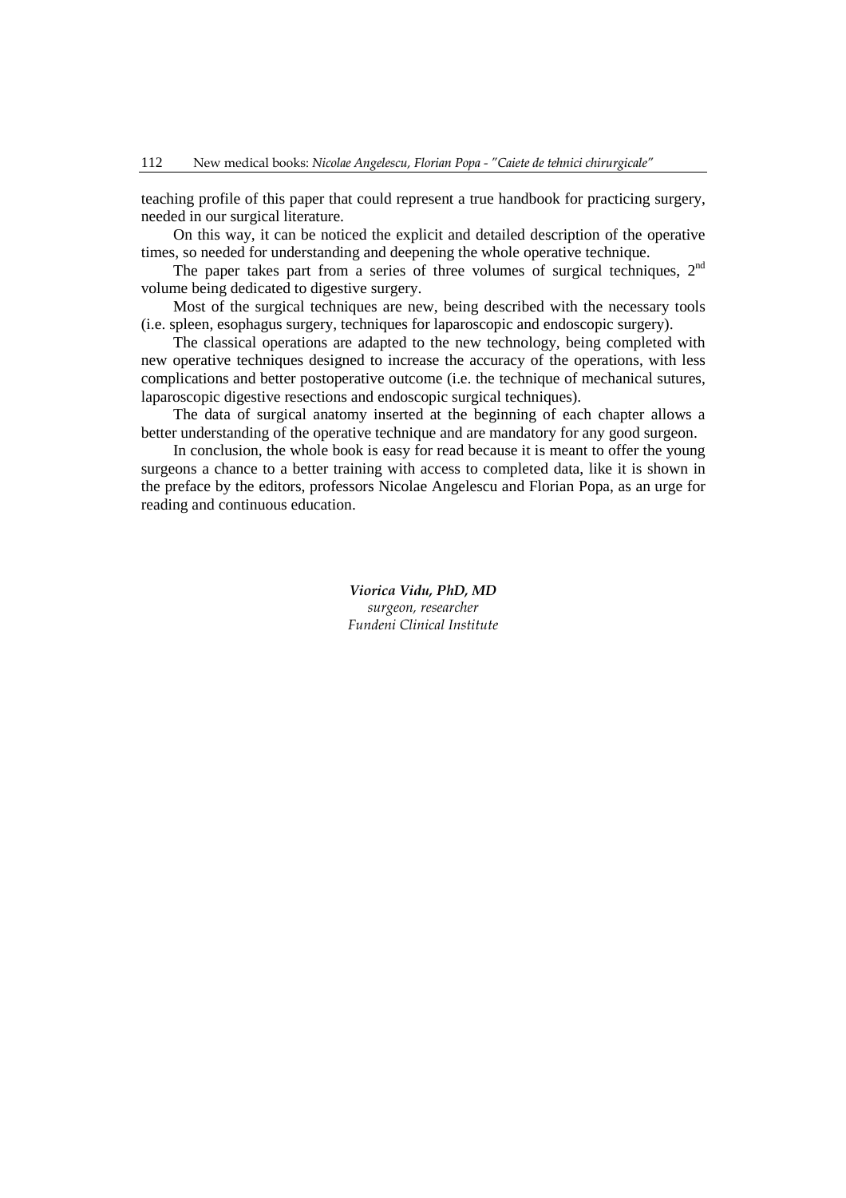teaching profile of this paper that could represent a true handbook for practicing surgery, needed in our surgical literature.

On this way, it can be noticed the explicit and detailed description of the operative times, so needed for understanding and deepening the whole operative technique.

The paper takes part from a series of three volumes of surgical techniques, 2nd volume being dedicated to digestive surgery.

Most of the surgical techniques are new, being described with the necessary tools (i.e. spleen, esophagus surgery, techniques for laparoscopic and endoscopic surgery).

The classical operations are adapted to the new technology, being completed with new operative techniques designed to increase the accuracy of the operations, with less complications and better postoperative outcome (i.e. the technique of mechanical sutures, laparoscopic digestive resections and endoscopic surgical techniques).

The data of surgical anatomy inserted at the beginning of each chapter allows a better understanding of the operative technique and are mandatory for any good surgeon.

In conclusion, the whole book is easy for read because it is meant to offer the young surgeons a chance to a better training with access to completed data, like it is shown in the preface by the editors, professors Nicolae Angelescu and Florian Popa, as an urge for reading and continuous education.

***Viorica Vidu, PhD, MD***
*surgeon, researcher*
*Fundeni Clinical Institute*